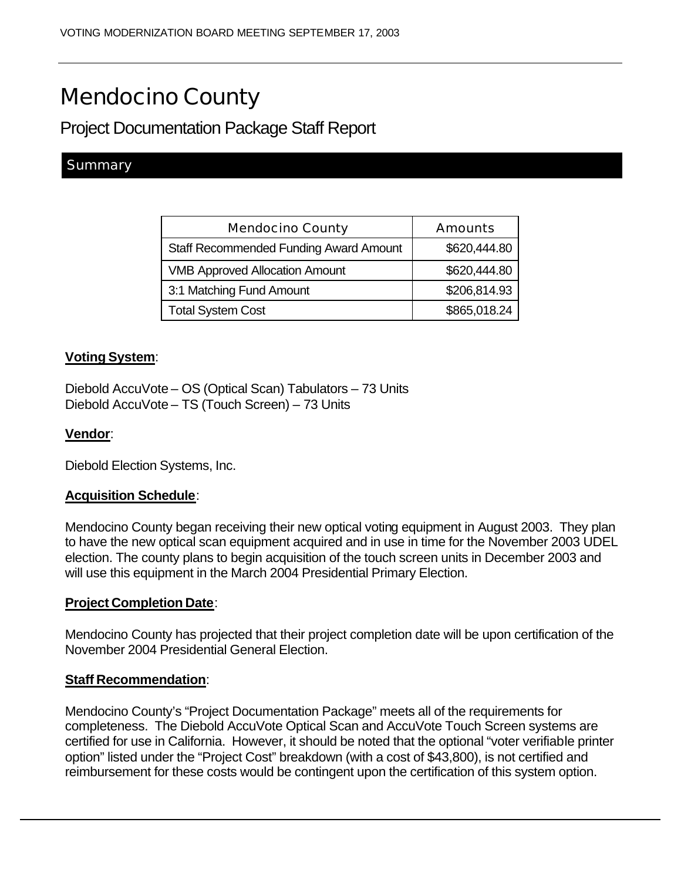# Mendocino County

## Project Documentation Package Staff Report

### Summary

| Mendocino County | Amounts |
|---|---|
| Staff Recommended Funding Award Amount | $620,444.80 |
| VMB Approved Allocation Amount | $620,444.80 |
| 3:1 Matching Fund Amount | $206,814.93 |
| Total System Cost | $865,018.24 |

**Voting System**:

Diebold AccuVote – OS (Optical Scan) Tabulators – 73 Units
Diebold AccuVote – TS (Touch Screen) – 73 Units

**Vendor**:

Diebold Election Systems, Inc.

**Acquisition Schedule**:

Mendocino County began receiving their new optical voting equipment in August 2003. They plan to have the new optical scan equipment acquired and in use in time for the November 2003 UDEL election. The county plans to begin acquisition of the touch screen units in December 2003 and will use this equipment in the March 2004 Presidential Primary Election.

**Project Completion Date**:

Mendocino County has projected that their project completion date will be upon certification of the November 2004 Presidential General Election.

**Staff Recommendation**:

Mendocino County's "Project Documentation Package" meets all of the requirements for completeness. The Diebold AccuVote Optical Scan and AccuVote Touch Screen systems are certified for use in California. However, it should be noted that the optional "voter verifiable printer option" listed under the "Project Cost" breakdown (with a cost of $43,800), is not certified and reimbursement for these costs would be contingent upon the certification of this system option.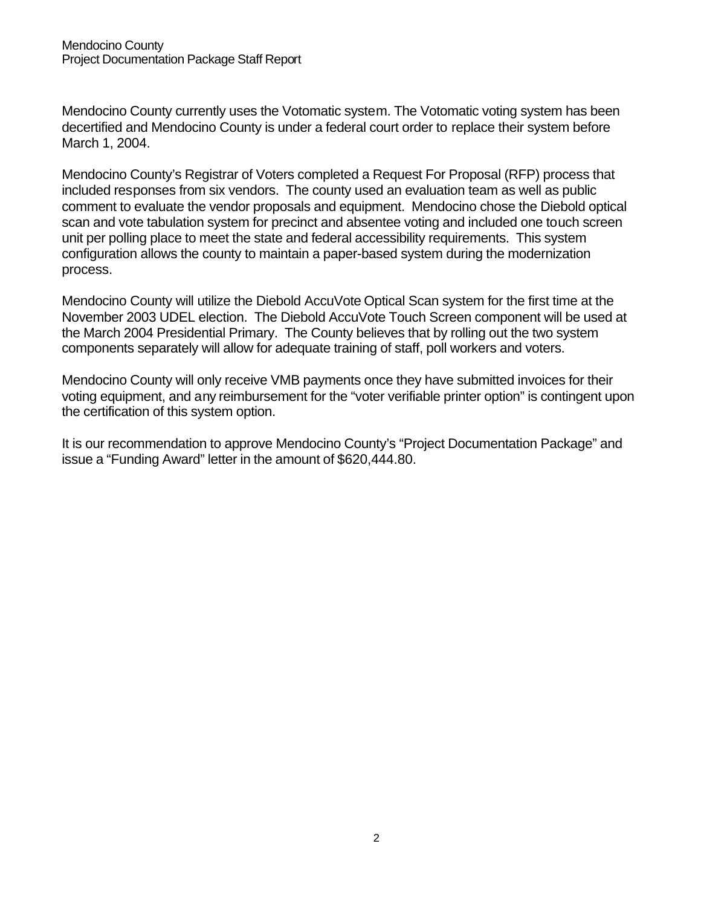Mendocino County currently uses the Votomatic system. The Votomatic voting system has been decertified and Mendocino County is under a federal court order to replace their system before March 1, 2004.

Mendocino County's Registrar of Voters completed a Request For Proposal (RFP) process that included responses from six vendors. The county used an evaluation team as well as public comment to evaluate the vendor proposals and equipment. Mendocino chose the Diebold optical scan and vote tabulation system for precinct and absentee voting and included one touch screen unit per polling place to meet the state and federal accessibility requirements. This system configuration allows the county to maintain a paper-based system during the modernization process.

Mendocino County will utilize the Diebold AccuVote Optical Scan system for the first time at the November 2003 UDEL election. The Diebold AccuVote Touch Screen component will be used at the March 2004 Presidential Primary. The County believes that by rolling out the two system components separately will allow for adequate training of staff, poll workers and voters.

Mendocino County will only receive VMB payments once they have submitted invoices for their voting equipment, and any reimbursement for the "voter verifiable printer option" is contingent upon the certification of this system option.

It is our recommendation to approve Mendocino County's "Project Documentation Package" and issue a "Funding Award" letter in the amount of $620,444.80.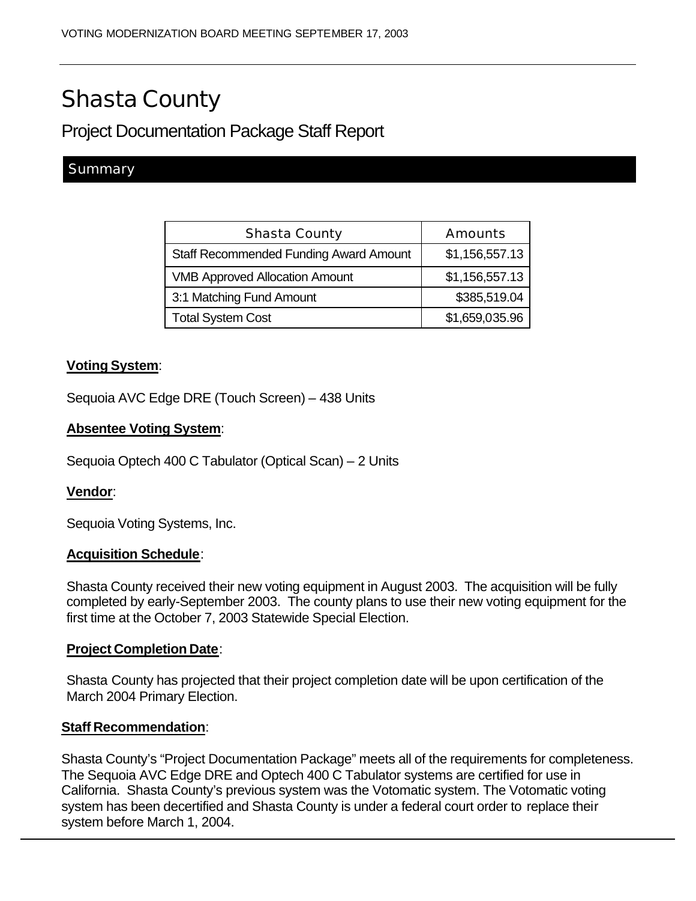# Shasta County

## Project Documentation Package Staff Report

### Summary

| Shasta County | Amounts |
| --- | --- |
| Staff Recommended Funding Award Amount | $1,156,557.13 |
| VMB Approved Allocation Amount | $1,156,557.13 |
| 3:1 Matching Fund Amount | $385,519.04 |
| Total System Cost | $1,659,035.96 |

**Voting System**:

Sequoia AVC Edge DRE (Touch Screen) – 438 Units

**Absentee Voting System**:

Sequoia Optech 400 C Tabulator (Optical Scan) – 2 Units

**Vendor**:

Sequoia Voting Systems, Inc.

**Acquisition Schedule**:

Shasta County received their new voting equipment in August 2003. The acquisition will be fully completed by early-September 2003. The county plans to use their new voting equipment for the first time at the October 7, 2003 Statewide Special Election.

**Project Completion Date**:

Shasta County has projected that their project completion date will be upon certification of the March 2004 Primary Election.

**Staff Recommendation**:

Shasta County's "Project Documentation Package" meets all of the requirements for completeness. The Sequoia AVC Edge DRE and Optech 400 C Tabulator systems are certified for use in California. Shasta County's previous system was the Votomatic system. The Votomatic voting system has been decertified and Shasta County is under a federal court order to replace their system before March 1, 2004.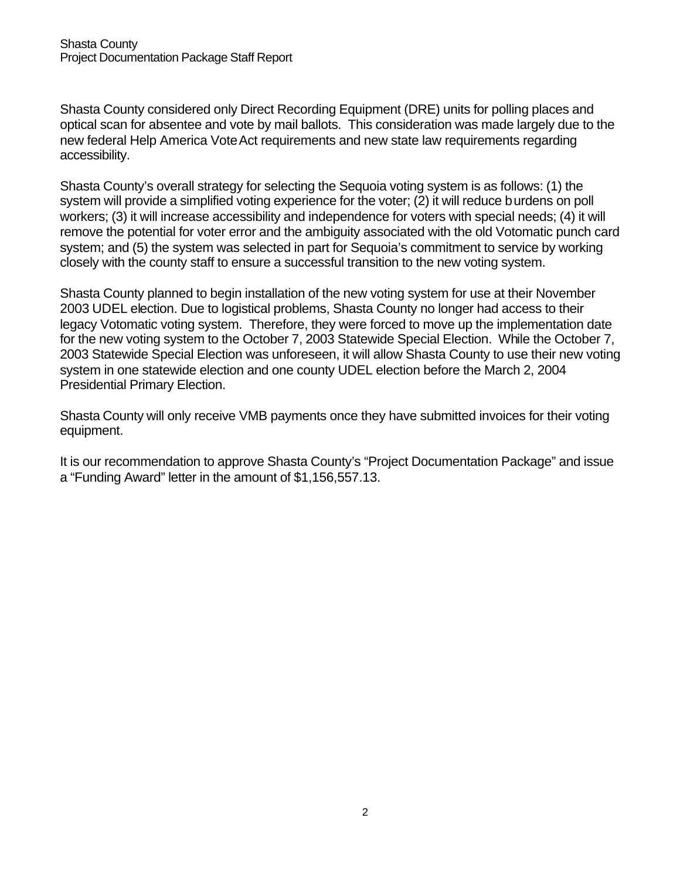Shasta County considered only Direct Recording Equipment (DRE) units for polling places and optical scan for absentee and vote by mail ballots. This consideration was made largely due to the new federal Help America Vote Act requirements and new state law requirements regarding accessibility.

Shasta County's overall strategy for selecting the Sequoia voting system is as follows: (1) the system will provide a simplified voting experience for the voter; (2) it will reduce burdens on poll workers; (3) it will increase accessibility and independence for voters with special needs; (4) it will remove the potential for voter error and the ambiguity associated with the old Votomatic punch card system; and (5) the system was selected in part for Sequoia's commitment to service by working closely with the county staff to ensure a successful transition to the new voting system.

Shasta County planned to begin installation of the new voting system for use at their November 2003 UDEL election. Due to logistical problems, Shasta County no longer had access to their legacy Votomatic voting system. Therefore, they were forced to move up the implementation date for the new voting system to the October 7, 2003 Statewide Special Election. While the October 7, 2003 Statewide Special Election was unforeseen, it will allow Shasta County to use their new voting system in one statewide election and one county UDEL election before the March 2, 2004 Presidential Primary Election.

Shasta County will only receive VMB payments once they have submitted invoices for their voting equipment.

It is our recommendation to approve Shasta County's "Project Documentation Package" and issue a "Funding Award" letter in the amount of $1,156,557.13.